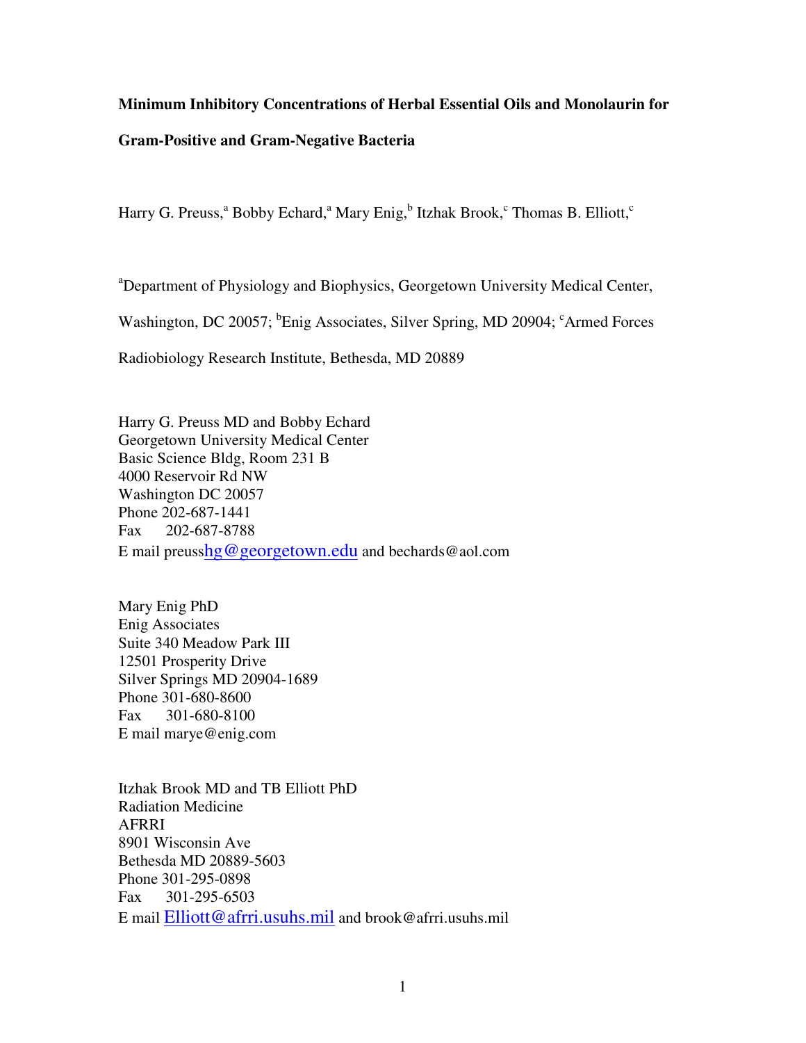# Minimum Inhibitory Concentrations of Herbal Essential Oils and Monolaurin for Gram-Positive and Gram-Negative Bacteria

Harry G. Preuss,[a] Bobby Echard,[a] Mary Enig,[b] Itzhak Brook,[c] Thomas B. Elliott,[c]

[a]Department of Physiology and Biophysics, Georgetown University Medical Center, Washington, DC 20057; [b]Enig Associates, Silver Spring, MD 20904; [c]Armed Forces Radiobiology Research Institute, Bethesda, MD 20889

Harry G. Preuss MD and Bobby Echard
Georgetown University Medical Center
Basic Science Bldg, Room 231 B
4000 Reservoir Rd NW
Washington DC 20057
Phone 202-687-1441
Fax 202-687-8788
E mail preusshg@georgetown.edu and bechards@aol.com

Mary Enig PhD
Enig Associates
Suite 340 Meadow Park III
12501 Prosperity Drive
Silver Springs MD 20904-1689
Phone 301-680-8600
Fax 301-680-8100
E mail marye@enig.com

Itzhak Brook MD and TB Elliott PhD
Radiation Medicine
AFRRI
8901 Wisconsin Ave
Bethesda MD 20889-5603
Phone 301-295-0898
Fax 301-295-6503
E mail Elliott@afrri.usuhs.mil and brook@afrri.usuhs.mil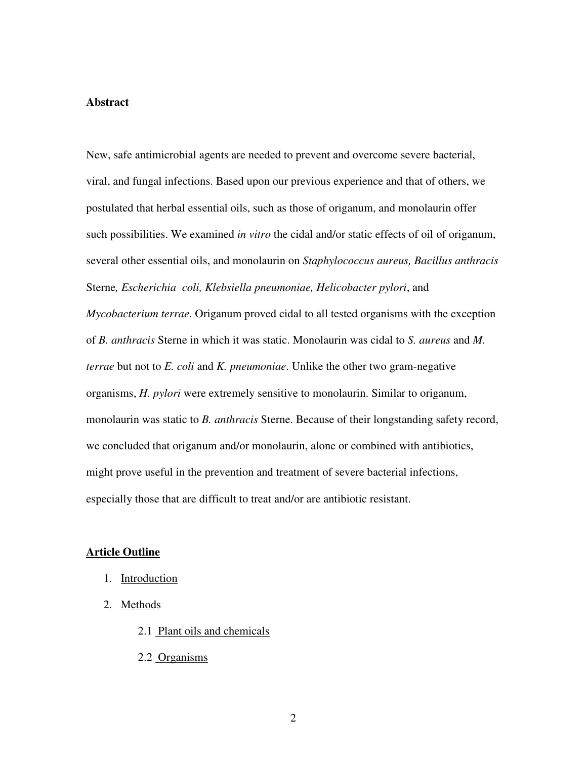**Abstract**

New, safe antimicrobial agents are needed to prevent and overcome severe bacterial, viral, and fungal infections. Based upon our previous experience and that of others, we postulated that herbal essential oils, such as those of origanum, and monolaurin offer such possibilities. We examined *in vitro* the cidal and/or static effects of oil of origanum, several other essential oils, and monolaurin on *Staphylococcus aureus, Bacillus anthracis* Sterne*, Escherichia coli, Klebsiella pneumoniae, Helicobacter pylori*, and *Mycobacterium terrae*. Origanum proved cidal to all tested organisms with the exception of *B. anthracis* Sterne in which it was static. Monolaurin was cidal to *S. aureus* and *M. terrae* but not to *E. coli* and *K. pneumoniae*. Unlike the other two gram-negative organisms, *H. pylori* were extremely sensitive to monolaurin. Similar to origanum, monolaurin was static to *B. anthracis* Sterne. Because of their longstanding safety record, we concluded that origanum and/or monolaurin, alone or combined with antibiotics, might prove useful in the prevention and treatment of severe bacterial infections, especially those that are difficult to treat and/or are antibiotic resistant.

**Article Outline**

1. Introduction
2. Methods
    - 2.1 Plant oils and chemicals
    - 2.2 Organisms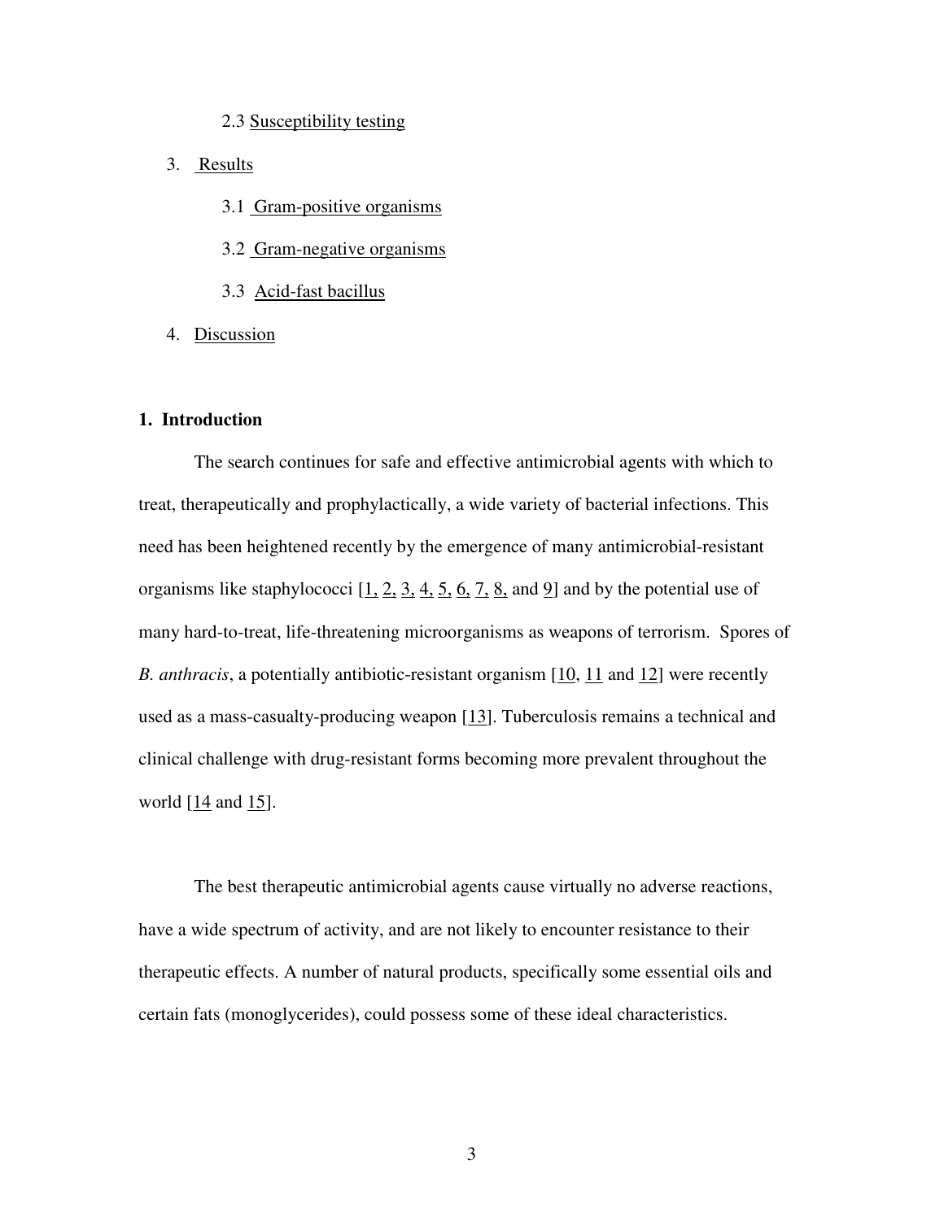2.3 Susceptibility testing

3. Results

    3.1 Gram-positive organisms

    3.2 Gram-negative organisms

    3.3 Acid-fast bacillus

4. Discussion

## 1. Introduction

The search continues for safe and effective antimicrobial agents with which to treat, therapeutically and prophylactically, a wide variety of bacterial infections. This need has been heightened recently by the emergence of many antimicrobial-resistant organisms like staphylococci [1, 2, 3, 4, 5, 6, 7, 8, and 9] and by the potential use of many hard-to-treat, life-threatening microorganisms as weapons of terrorism. Spores of *B. anthracis*, a potentially antibiotic-resistant organism [10, 11 and 12] were recently used as a mass-casualty-producing weapon [13]. Tuberculosis remains a technical and clinical challenge with drug-resistant forms becoming more prevalent throughout the world [14 and 15].

The best therapeutic antimicrobial agents cause virtually no adverse reactions, have a wide spectrum of activity, and are not likely to encounter resistance to their therapeutic effects. A number of natural products, specifically some essential oils and certain fats (monoglycerides), could possess some of these ideal characteristics.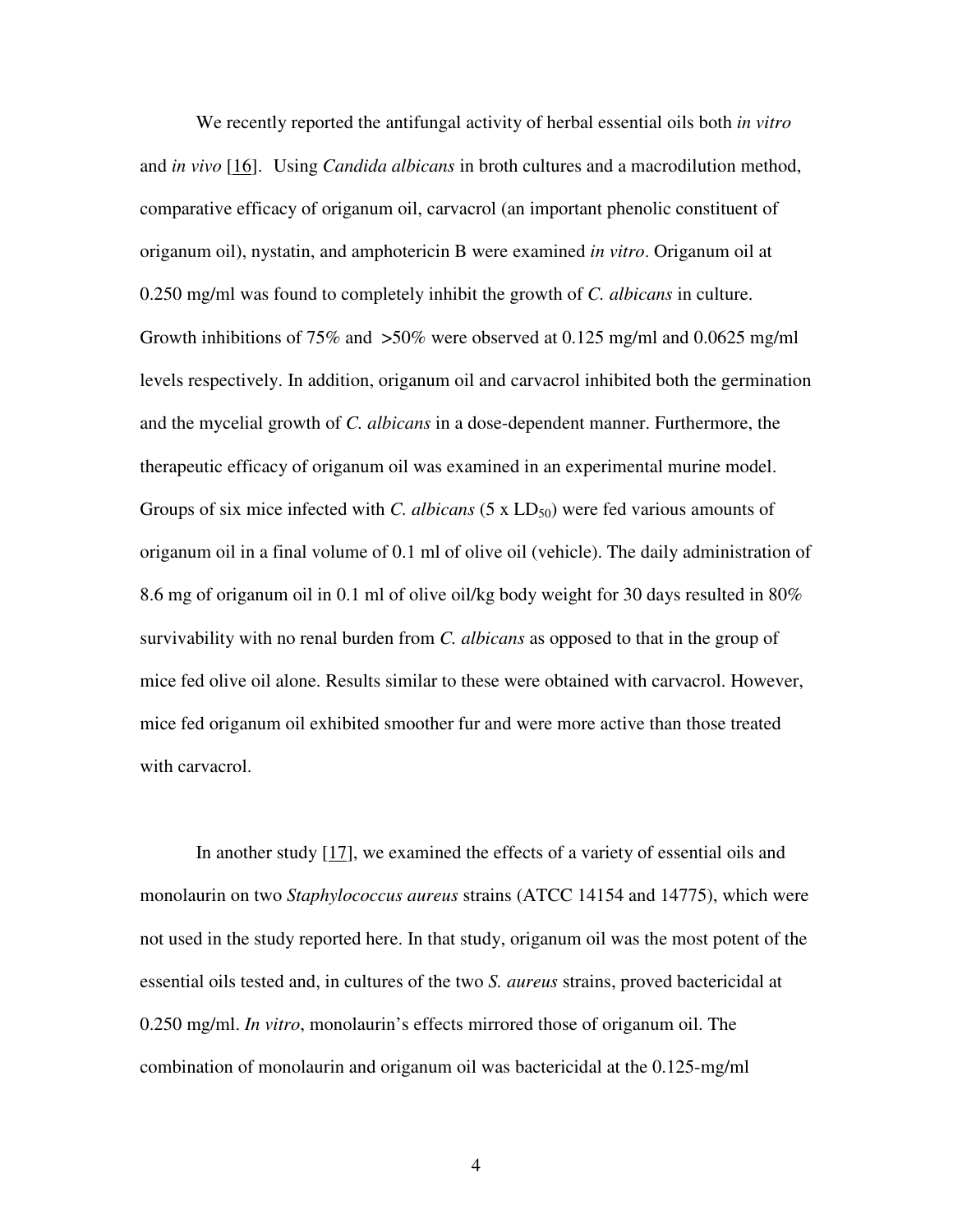We recently reported the antifungal activity of herbal essential oils both *in vitro* and *in vivo* [16]. Using *Candida albicans* in broth cultures and a macrodilution method, comparative efficacy of origanum oil, carvacrol (an important phenolic constituent of origanum oil), nystatin, and amphotericin B were examined *in vitro*. Origanum oil at 0.250 mg/ml was found to completely inhibit the growth of *C. albicans* in culture. Growth inhibitions of 75% and >50% were observed at 0.125 mg/ml and 0.0625 mg/ml levels respectively. In addition, origanum oil and carvacrol inhibited both the germination and the mycelial growth of *C. albicans* in a dose-dependent manner. Furthermore, the therapeutic efficacy of origanum oil was examined in an experimental murine model. Groups of six mice infected with *C. albicans* (5 x $LD_{50}$) were fed various amounts of origanum oil in a final volume of 0.1 ml of olive oil (vehicle). The daily administration of 8.6 mg of origanum oil in 0.1 ml of olive oil/kg body weight for 30 days resulted in 80% survivability with no renal burden from *C. albicans* as opposed to that in the group of mice fed olive oil alone. Results similar to these were obtained with carvacrol. However, mice fed origanum oil exhibited smoother fur and were more active than those treated with carvacrol.

In another study [17], we examined the effects of a variety of essential oils and monolaurin on two *Staphylococcus aureus* strains (ATCC 14154 and 14775), which were not used in the study reported here. In that study, origanum oil was the most potent of the essential oils tested and, in cultures of the two *S. aureus* strains, proved bactericidal at 0.250 mg/ml. *In vitro*, monolaurin's effects mirrored those of origanum oil. The combination of monolaurin and origanum oil was bactericidal at the 0.125-mg/ml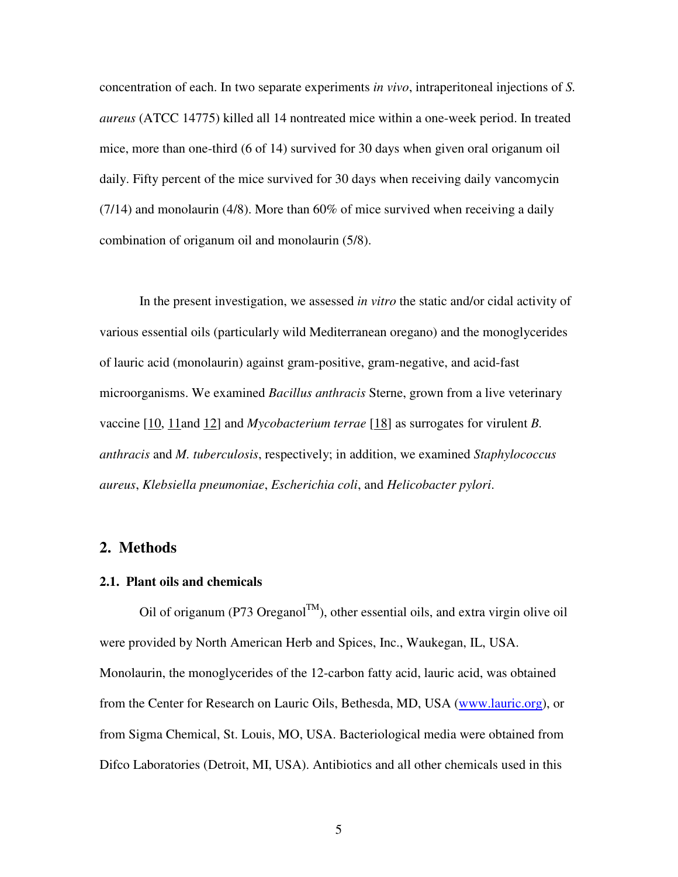concentration of each. In two separate experiments *in vivo*, intraperitoneal injections of *S. aureus* (ATCC 14775) killed all 14 nontreated mice within a one-week period. In treated mice, more than one-third (6 of 14) survived for 30 days when given oral origanum oil daily. Fifty percent of the mice survived for 30 days when receiving daily vancomycin (7/14) and monolaurin (4/8). More than 60% of mice survived when receiving a daily combination of origanum oil and monolaurin (5/8).

In the present investigation, we assessed *in vitro* the static and/or cidal activity of various essential oils (particularly wild Mediterranean oregano) and the monoglycerides of lauric acid (monolaurin) against gram-positive, gram-negative, and acid-fast microorganisms. We examined *Bacillus anthracis* Sterne, grown from a live veterinary vaccine [10, 11and 12] and *Mycobacterium terrae* [18] as surrogates for virulent *B. anthracis* and *M. tuberculosis*, respectively; in addition, we examined *Staphylococcus aureus*, *Klebsiella pneumoniae*, *Escherichia coli*, and *Helicobacter pylori*.

## 2. Methods

### 2.1. Plant oils and chemicals

Oil of origanum (P73 Oreganol™), other essential oils, and extra virgin olive oil were provided by North American Herb and Spices, Inc., Waukegan, IL, USA. Monolaurin, the monoglycerides of the 12-carbon fatty acid, lauric acid, was obtained from the Center for Research on Lauric Oils, Bethesda, MD, USA (www.lauric.org), or from Sigma Chemical, St. Louis, MO, USA. Bacteriological media were obtained from Difco Laboratories (Detroit, MI, USA). Antibiotics and all other chemicals used in this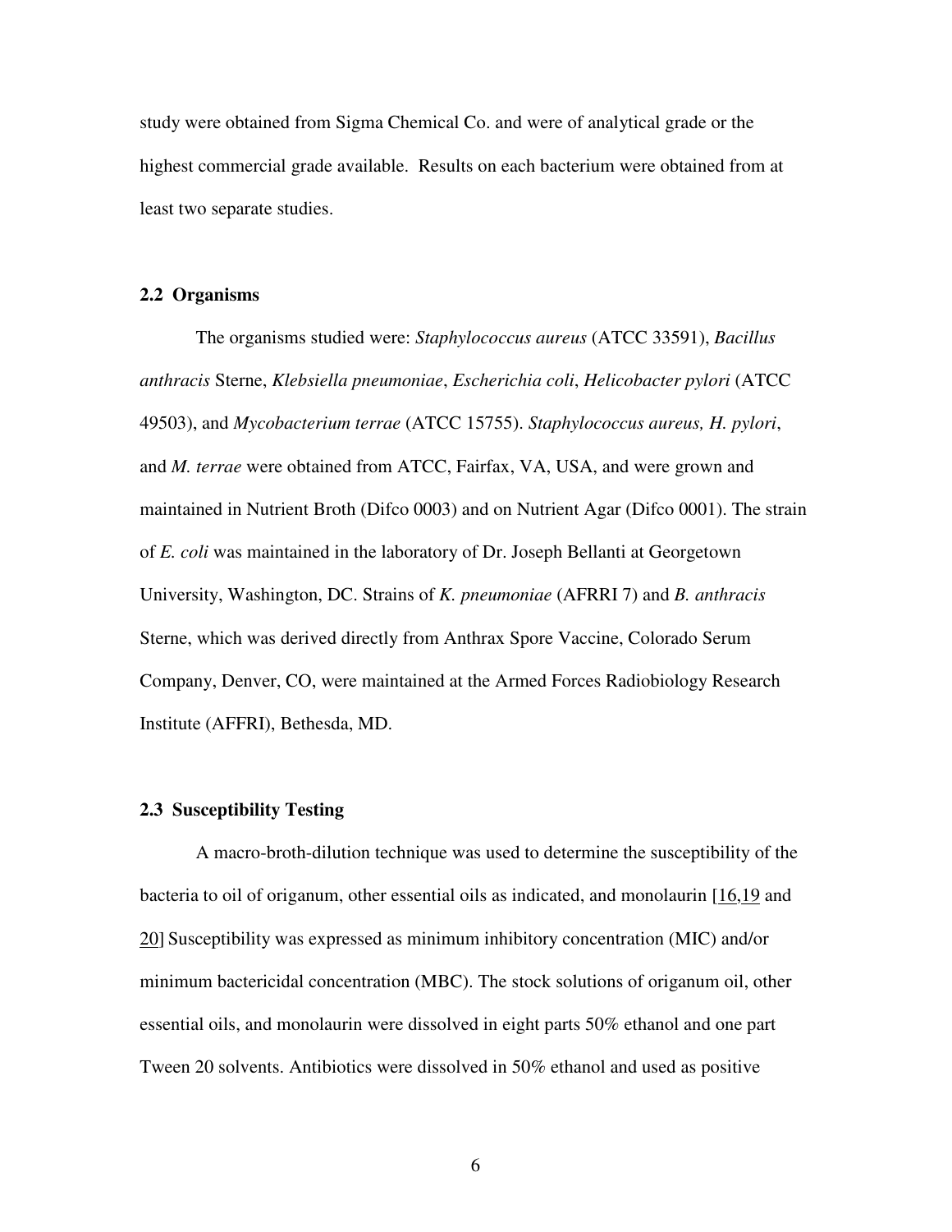study were obtained from Sigma Chemical Co. and were of analytical grade or the highest commercial grade available. Results on each bacterium were obtained from at least two separate studies.

### 2.2 Organisms

The organisms studied were: *Staphylococcus aureus* (ATCC 33591), *Bacillus anthracis* Sterne, *Klebsiella pneumoniae*, *Escherichia coli*, *Helicobacter pylori* (ATCC 49503), and *Mycobacterium terrae* (ATCC 15755). *Staphylococcus aureus, H. pylori*, and *M. terrae* were obtained from ATCC, Fairfax, VA, USA, and were grown and maintained in Nutrient Broth (Difco 0003) and on Nutrient Agar (Difco 0001). The strain of *E. coli* was maintained in the laboratory of Dr. Joseph Bellanti at Georgetown University, Washington, DC. Strains of *K. pneumoniae* (AFRRI 7) and *B. anthracis* Sterne, which was derived directly from Anthrax Spore Vaccine, Colorado Serum Company, Denver, CO, were maintained at the Armed Forces Radiobiology Research Institute (AFFRI), Bethesda, MD.

### 2.3 Susceptibility Testing

A macro-broth-dilution technique was used to determine the susceptibility of the bacteria to oil of origanum, other essential oils as indicated, and monolaurin [16,19 and 20] Susceptibility was expressed as minimum inhibitory concentration (MIC) and/or minimum bactericidal concentration (MBC). The stock solutions of origanum oil, other essential oils, and monolaurin were dissolved in eight parts 50% ethanol and one part Tween 20 solvents. Antibiotics were dissolved in 50% ethanol and used as positive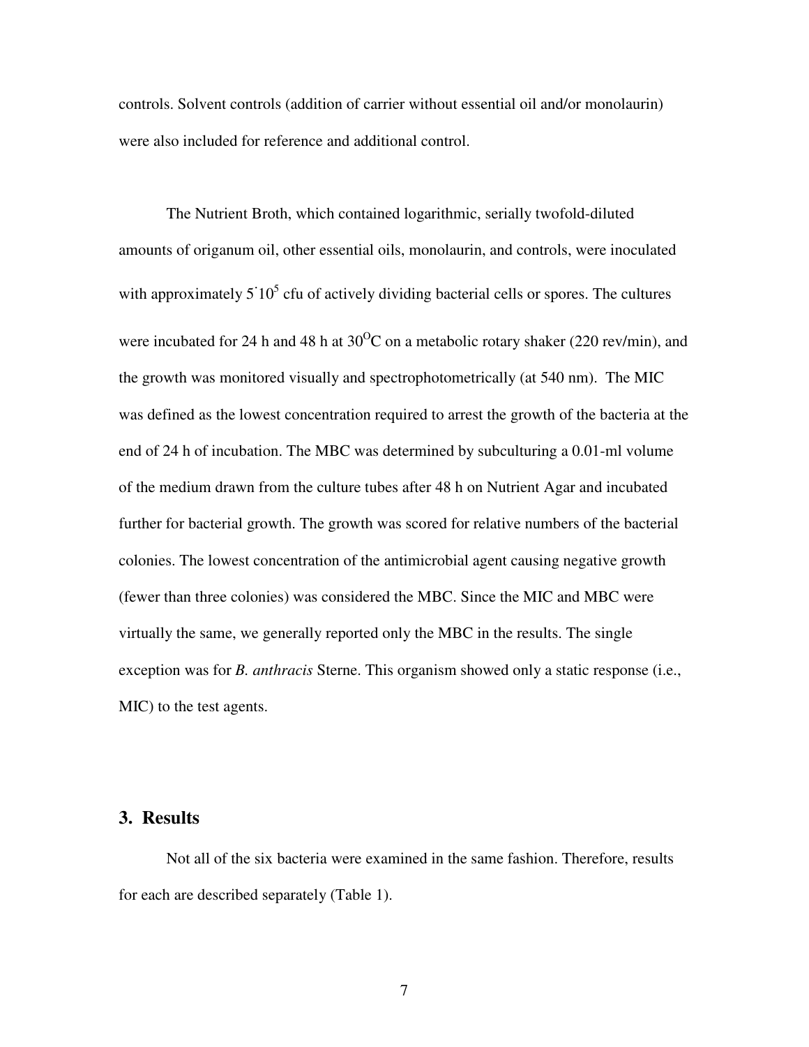controls. Solvent controls (addition of carrier without essential oil and/or monolaurin) were also included for reference and additional control.

The Nutrient Broth, which contained logarithmic, serially twofold-diluted amounts of origanum oil, other essential oils, monolaurin, and controls, were inoculated with approximately $5 \cdot 10^5$ cfu of actively dividing bacterial cells or spores. The cultures were incubated for 24 h and 48 h at $30^{O}C$ on a metabolic rotary shaker (220 rev/min), and the growth was monitored visually and spectrophotometrically (at 540 nm). The MIC was defined as the lowest concentration required to arrest the growth of the bacteria at the end of 24 h of incubation. The MBC was determined by subculturing a 0.01-ml volume of the medium drawn from the culture tubes after 48 h on Nutrient Agar and incubated further for bacterial growth. The growth was scored for relative numbers of the bacterial colonies. The lowest concentration of the antimicrobial agent causing negative growth (fewer than three colonies) was considered the MBC. Since the MIC and MBC were virtually the same, we generally reported only the MBC in the results. The single exception was for *B. anthracis* Sterne. This organism showed only a static response (i.e., MIC) to the test agents.

## 3. Results

Not all of the six bacteria were examined in the same fashion. Therefore, results for each are described separately (Table 1).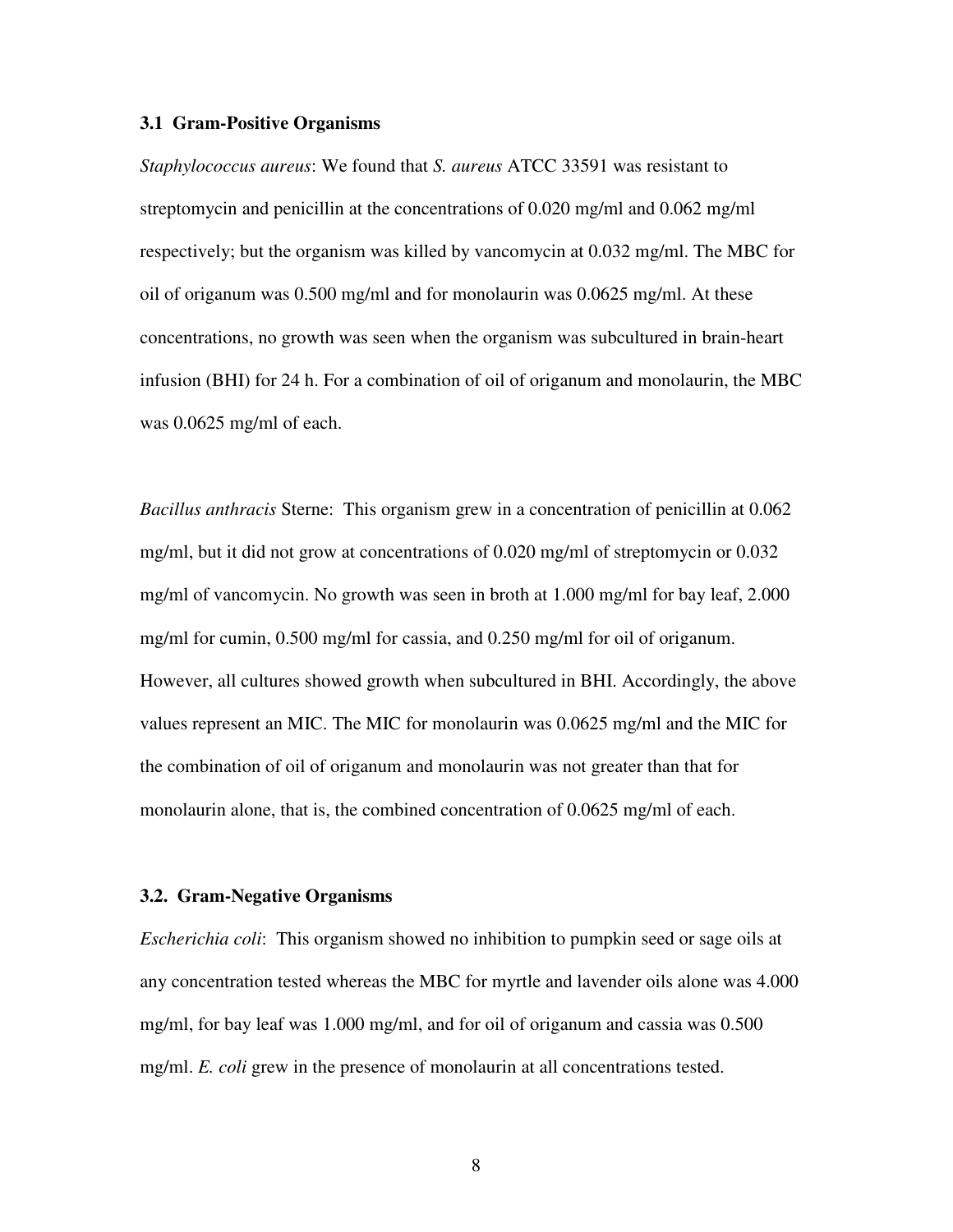### 3.1 Gram-Positive Organisms

*Staphylococcus aureus*: We found that *S. aureus* ATCC 33591 was resistant to streptomycin and penicillin at the concentrations of 0.020 mg/ml and 0.062 mg/ml respectively; but the organism was killed by vancomycin at 0.032 mg/ml. The MBC for oil of origanum was 0.500 mg/ml and for monolaurin was 0.0625 mg/ml. At these concentrations, no growth was seen when the organism was subcultured in brain-heart infusion (BHI) for 24 h. For a combination of oil of origanum and monolaurin, the MBC was 0.0625 mg/ml of each.

*Bacillus anthracis* Sterne: This organism grew in a concentration of penicillin at 0.062 mg/ml, but it did not grow at concentrations of 0.020 mg/ml of streptomycin or 0.032 mg/ml of vancomycin. No growth was seen in broth at 1.000 mg/ml for bay leaf, 2.000 mg/ml for cumin, 0.500 mg/ml for cassia, and 0.250 mg/ml for oil of origanum. However, all cultures showed growth when subcultured in BHI. Accordingly, the above values represent an MIC. The MIC for monolaurin was 0.0625 mg/ml and the MIC for the combination of oil of origanum and monolaurin was not greater than that for monolaurin alone, that is, the combined concentration of 0.0625 mg/ml of each.

### 3.2. Gram-Negative Organisms

*Escherichia coli*: This organism showed no inhibition to pumpkin seed or sage oils at any concentration tested whereas the MBC for myrtle and lavender oils alone was 4.000 mg/ml, for bay leaf was 1.000 mg/ml, and for oil of origanum and cassia was 0.500 mg/ml. *E. coli* grew in the presence of monolaurin at all concentrations tested.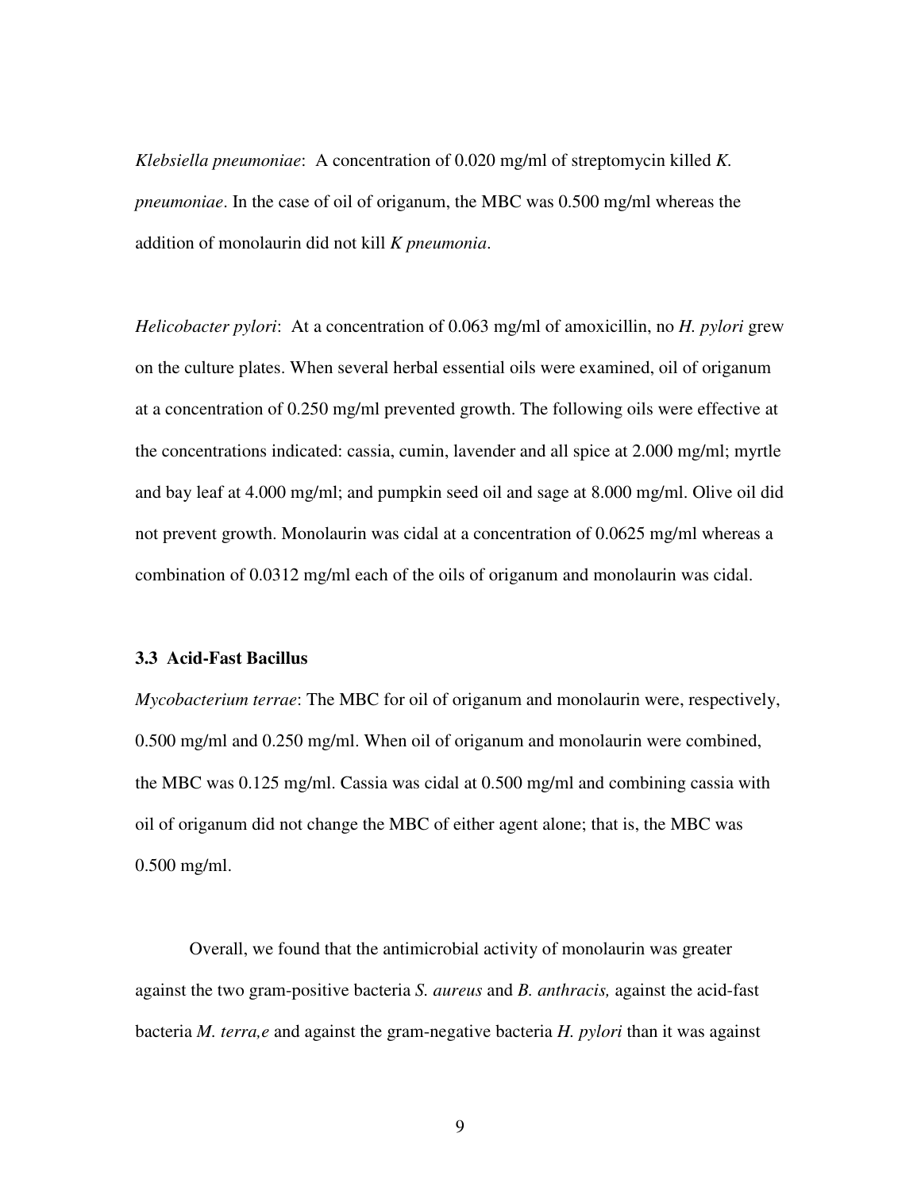*Klebsiella pneumoniae*: A concentration of 0.020 mg/ml of streptomycin killed *K. pneumoniae*. In the case of oil of origanum, the MBC was 0.500 mg/ml whereas the addition of monolaurin did not kill *K pneumonia*.

*Helicobacter pylori*: At a concentration of 0.063 mg/ml of amoxicillin, no *H. pylori* grew on the culture plates. When several herbal essential oils were examined, oil of origanum at a concentration of 0.250 mg/ml prevented growth. The following oils were effective at the concentrations indicated: cassia, cumin, lavender and all spice at 2.000 mg/ml; myrtle and bay leaf at 4.000 mg/ml; and pumpkin seed oil and sage at 8.000 mg/ml. Olive oil did not prevent growth. Monolaurin was cidal at a concentration of 0.0625 mg/ml whereas a combination of 0.0312 mg/ml each of the oils of origanum and monolaurin was cidal.

### 3.3 Acid-Fast Bacillus

*Mycobacterium terrae*: The MBC for oil of origanum and monolaurin were, respectively, 0.500 mg/ml and 0.250 mg/ml. When oil of origanum and monolaurin were combined, the MBC was 0.125 mg/ml. Cassia was cidal at 0.500 mg/ml and combining cassia with oil of origanum did not change the MBC of either agent alone; that is, the MBC was 0.500 mg/ml.

Overall, we found that the antimicrobial activity of monolaurin was greater against the two gram-positive bacteria *S. aureus* and *B. anthracis,* against the acid-fast bacteria *M. terra,e* and against the gram-negative bacteria *H. pylori* than it was against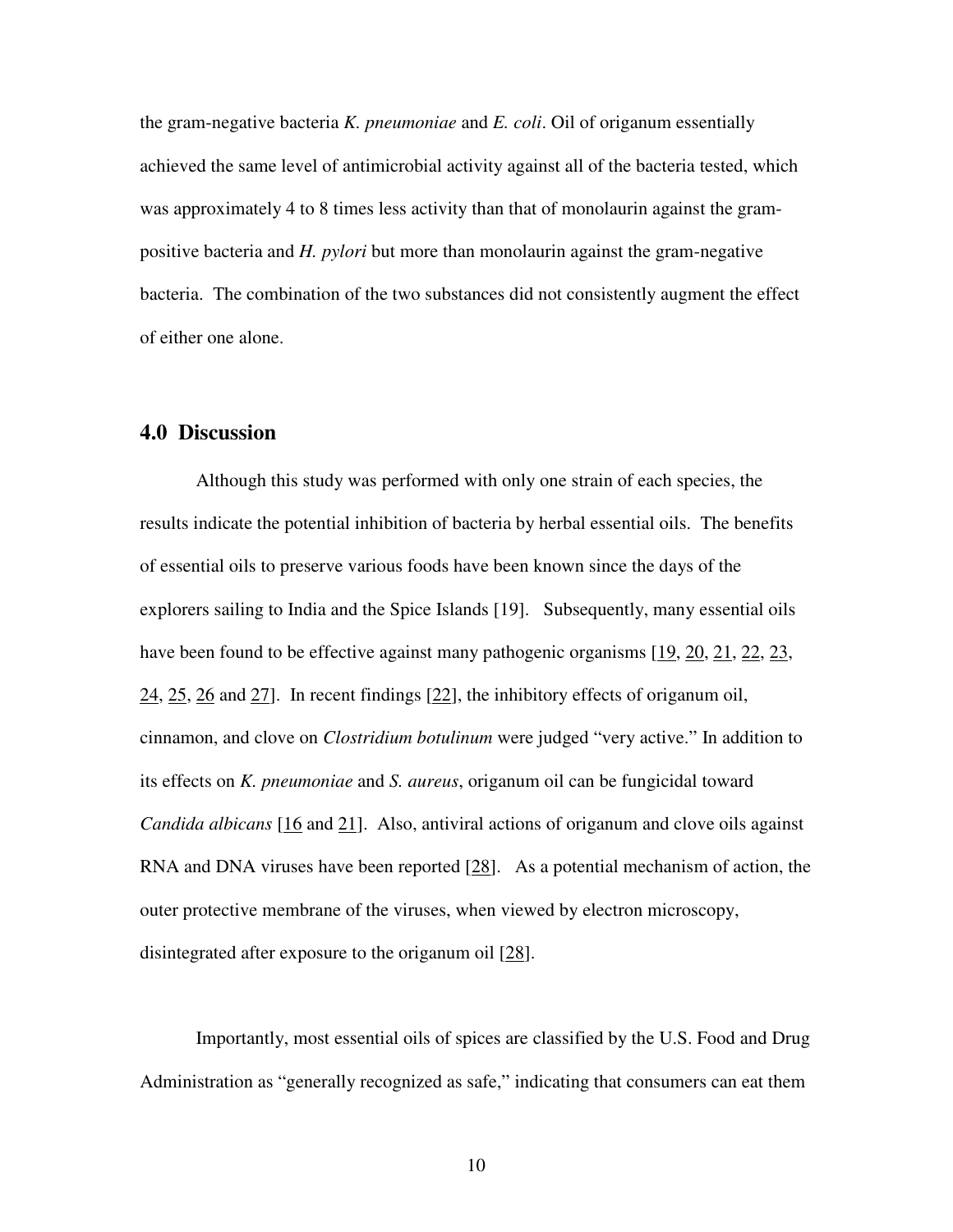the gram-negative bacteria *K. pneumoniae* and *E. coli*. Oil of origanum essentially achieved the same level of antimicrobial activity against all of the bacteria tested, which was approximately 4 to 8 times less activity than that of monolaurin against the gram-positive bacteria and *H. pylori* but more than monolaurin against the gram-negative bacteria. The combination of the two substances did not consistently augment the effect of either one alone.

## 4.0 Discussion

Although this study was performed with only one strain of each species, the results indicate the potential inhibition of bacteria by herbal essential oils. The benefits of essential oils to preserve various foods have been known since the days of the explorers sailing to India and the Spice Islands [19]. Subsequently, many essential oils have been found to be effective against many pathogenic organisms [19, 20, 21, 22, 23, 24, 25, 26 and 27]. In recent findings [22], the inhibitory effects of origanum oil, cinnamon, and clove on *Clostridium botulinum* were judged "very active." In addition to its effects on *K. pneumoniae* and *S. aureus*, origanum oil can be fungicidal toward *Candida albicans* [16 and 21]. Also, antiviral actions of origanum and clove oils against RNA and DNA viruses have been reported [28]. As a potential mechanism of action, the outer protective membrane of the viruses, when viewed by electron microscopy, disintegrated after exposure to the origanum oil [28].

Importantly, most essential oils of spices are classified by the U.S. Food and Drug Administration as "generally recognized as safe," indicating that consumers can eat them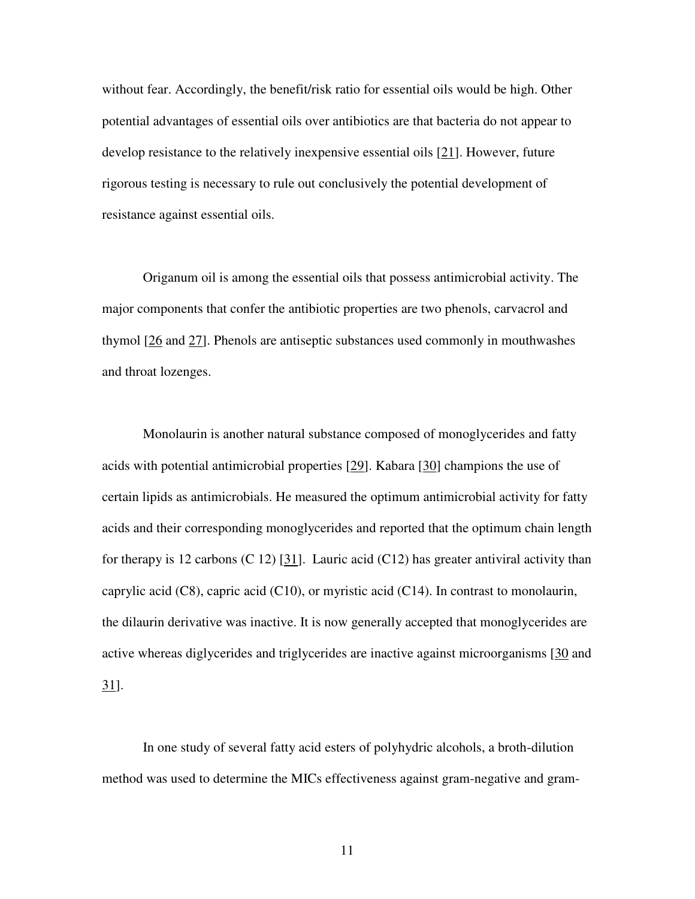without fear. Accordingly, the benefit/risk ratio for essential oils would be high. Other potential advantages of essential oils over antibiotics are that bacteria do not appear to develop resistance to the relatively inexpensive essential oils [21]. However, future rigorous testing is necessary to rule out conclusively the potential development of resistance against essential oils.

Origanum oil is among the essential oils that possess antimicrobial activity. The major components that confer the antibiotic properties are two phenols, carvacrol and thymol [26 and 27]. Phenols are antiseptic substances used commonly in mouthwashes and throat lozenges.

Monolaurin is another natural substance composed of monoglycerides and fatty acids with potential antimicrobial properties [29]. Kabara [30] champions the use of certain lipids as antimicrobials. He measured the optimum antimicrobial activity for fatty acids and their corresponding monoglycerides and reported that the optimum chain length for therapy is 12 carbons (C 12) [31]. Lauric acid (C12) has greater antiviral activity than caprylic acid (C8), capric acid (C10), or myristic acid (C14). In contrast to monolaurin, the dilaurin derivative was inactive. It is now generally accepted that monoglycerides are active whereas diglycerides and triglycerides are inactive against microorganisms [30 and 31].

In one study of several fatty acid esters of polyhydric alcohols, a broth-dilution method was used to determine the MICs effectiveness against gram-negative and gram-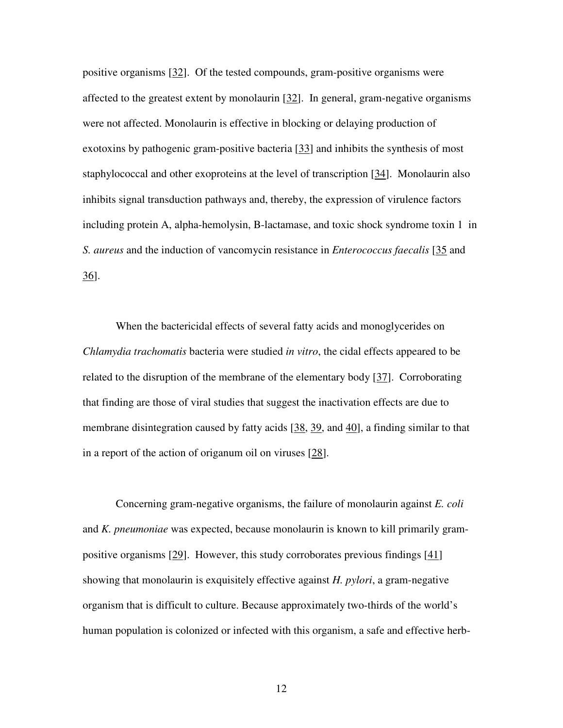positive organisms [32]. Of the tested compounds, gram-positive organisms were affected to the greatest extent by monolaurin [32]. In general, gram-negative organisms were not affected. Monolaurin is effective in blocking or delaying production of exotoxins by pathogenic gram-positive bacteria [33] and inhibits the synthesis of most staphylococcal and other exoproteins at the level of transcription [34]. Monolaurin also inhibits signal transduction pathways and, thereby, the expression of virulence factors including protein A, alpha-hemolysin, B-lactamase, and toxic shock syndrome toxin 1 in *S. aureus* and the induction of vancomycin resistance in *Enterococcus faecalis* [35 and 36].

When the bactericidal effects of several fatty acids and monoglycerides on *Chlamydia trachomatis* bacteria were studied *in vitro*, the cidal effects appeared to be related to the disruption of the membrane of the elementary body [37]. Corroborating that finding are those of viral studies that suggest the inactivation effects are due to membrane disintegration caused by fatty acids [38, 39, and 40], a finding similar to that in a report of the action of origanum oil on viruses [28].

Concerning gram-negative organisms, the failure of monolaurin against *E. coli* and *K. pneumoniae* was expected, because monolaurin is known to kill primarily gram-positive organisms [29]. However, this study corroborates previous findings [41] showing that monolaurin is exquisitely effective against *H. pylori*, a gram-negative organism that is difficult to culture. Because approximately two-thirds of the world's human population is colonized or infected with this organism, a safe and effective herb-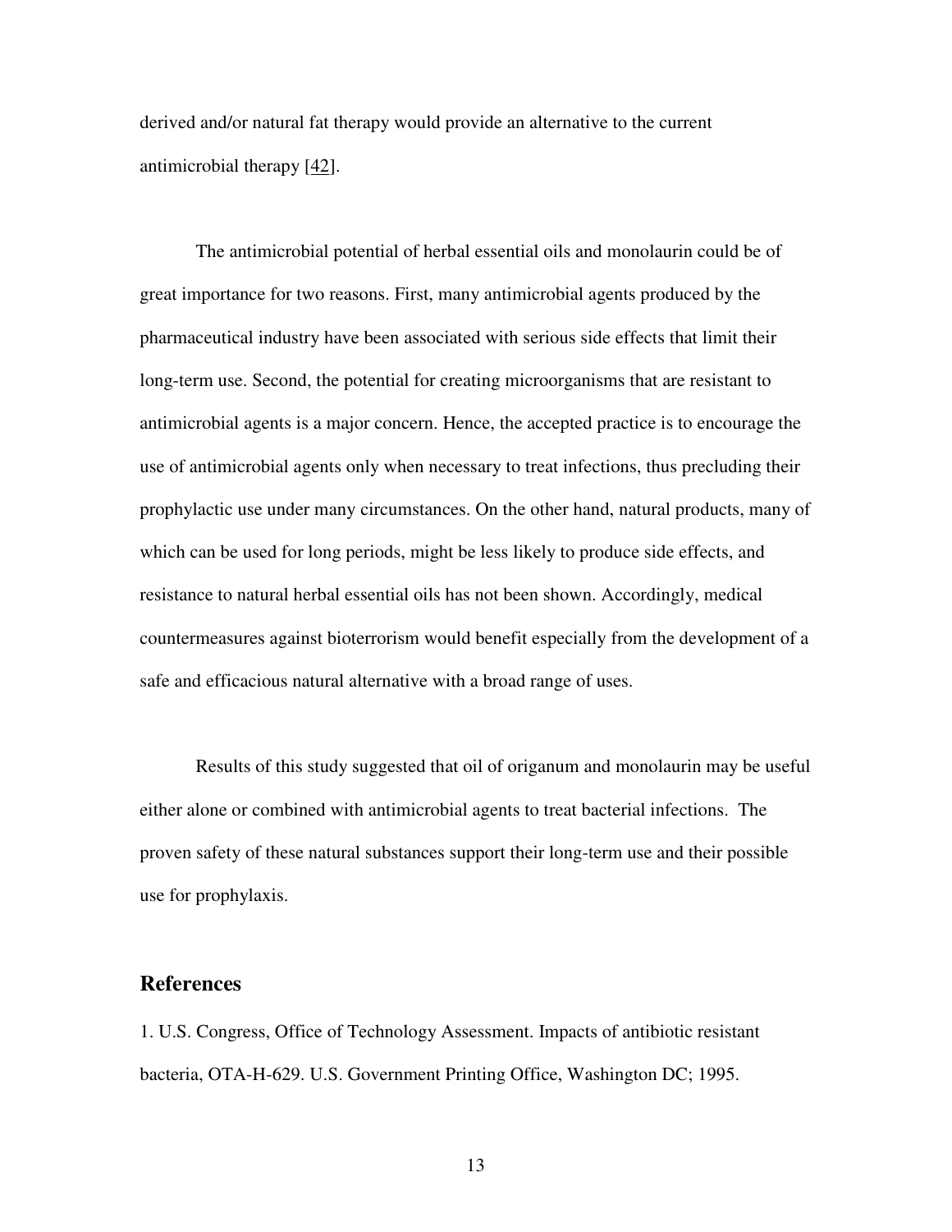derived and/or natural fat therapy would provide an alternative to the current antimicrobial therapy [42].

The antimicrobial potential of herbal essential oils and monolaurin could be of great importance for two reasons. First, many antimicrobial agents produced by the pharmaceutical industry have been associated with serious side effects that limit their long-term use. Second, the potential for creating microorganisms that are resistant to antimicrobial agents is a major concern. Hence, the accepted practice is to encourage the use of antimicrobial agents only when necessary to treat infections, thus precluding their prophylactic use under many circumstances. On the other hand, natural products, many of which can be used for long periods, might be less likely to produce side effects, and resistance to natural herbal essential oils has not been shown. Accordingly, medical countermeasures against bioterrorism would benefit especially from the development of a safe and efficacious natural alternative with a broad range of uses.

Results of this study suggested that oil of origanum and monolaurin may be useful either alone or combined with antimicrobial agents to treat bacterial infections. The proven safety of these natural substances support their long-term use and their possible use for prophylaxis.

## References

1. U.S. Congress, Office of Technology Assessment. Impacts of antibiotic resistant bacteria, OTA-H-629. U.S. Government Printing Office, Washington DC; 1995.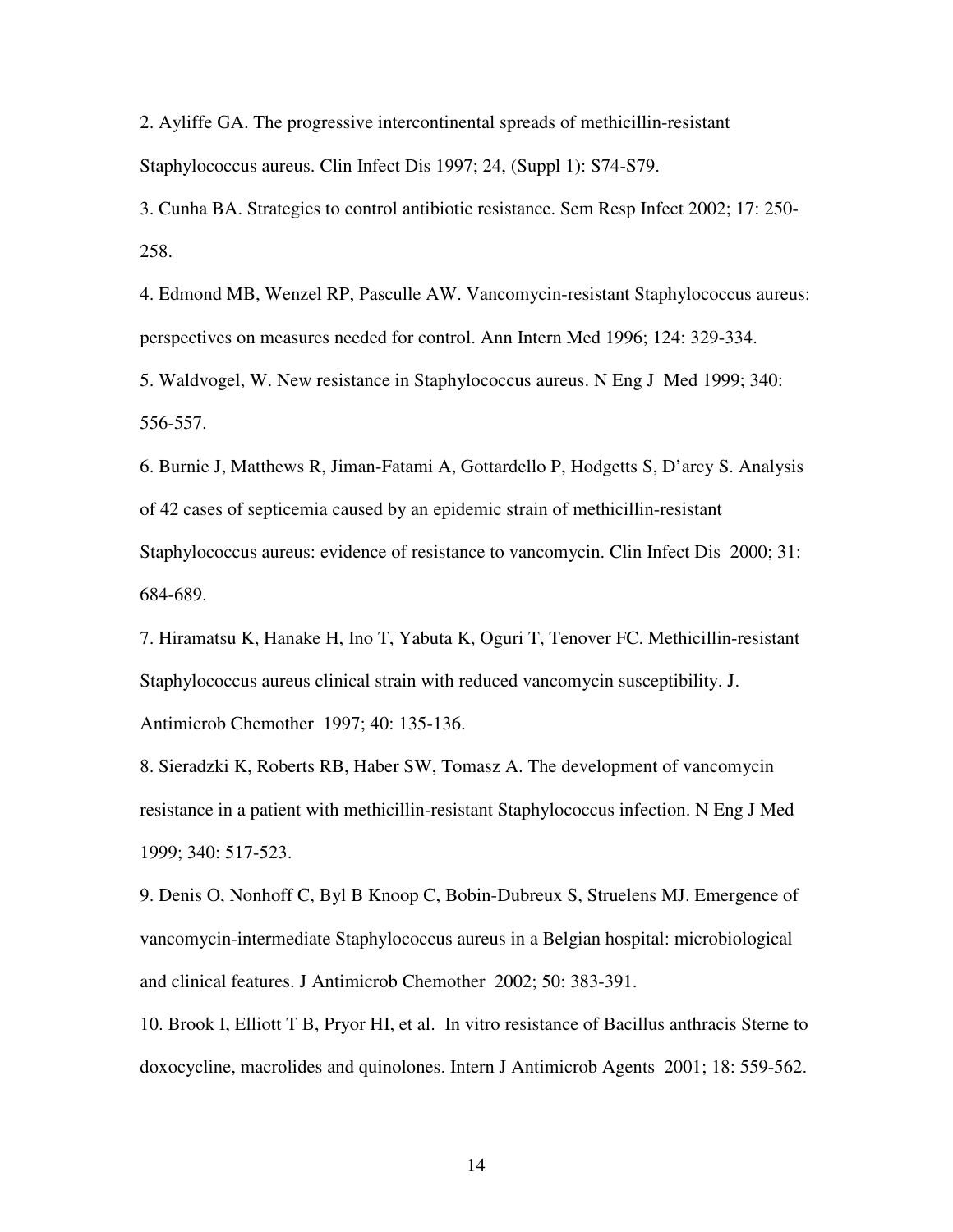2. Ayliffe GA. The progressive intercontinental spreads of methicillin-resistant Staphylococcus aureus. Clin Infect Dis 1997; 24, (Suppl 1): S74-S79.

3. Cunha BA. Strategies to control antibiotic resistance. Sem Resp Infect 2002; 17: 250-258.

4. Edmond MB, Wenzel RP, Pasculle AW. Vancomycin-resistant Staphylococcus aureus: perspectives on measures needed for control. Ann Intern Med 1996; 124: 329-334.

5. Waldvogel, W. New resistance in Staphylococcus aureus. N Eng J Med 1999; 340: 556-557.

6. Burnie J, Matthews R, Jiman-Fatami A, Gottardello P, Hodgetts S, D'arcy S. Analysis of 42 cases of septicemia caused by an epidemic strain of methicillin-resistant Staphylococcus aureus: evidence of resistance to vancomycin. Clin Infect Dis 2000; 31: 684-689.

7. Hiramatsu K, Hanake H, Ino T, Yabuta K, Oguri T, Tenover FC. Methicillin-resistant Staphylococcus aureus clinical strain with reduced vancomycin susceptibility. J. Antimicrob Chemother 1997; 40: 135-136.

8. Sieradzki K, Roberts RB, Haber SW, Tomasz A. The development of vancomycin resistance in a patient with methicillin-resistant Staphylococcus infection. N Eng J Med 1999; 340: 517-523.

9. Denis O, Nonhoff C, Byl B Knoop C, Bobin-Dubreux S, Struelens MJ. Emergence of vancomycin-intermediate Staphylococcus aureus in a Belgian hospital: microbiological and clinical features. J Antimicrob Chemother 2002; 50: 383-391.

10. Brook I, Elliott T B, Pryor HI, et al. In vitro resistance of Bacillus anthracis Sterne to doxocycline, macrolides and quinolones. Intern J Antimicrob Agents 2001; 18: 559-562.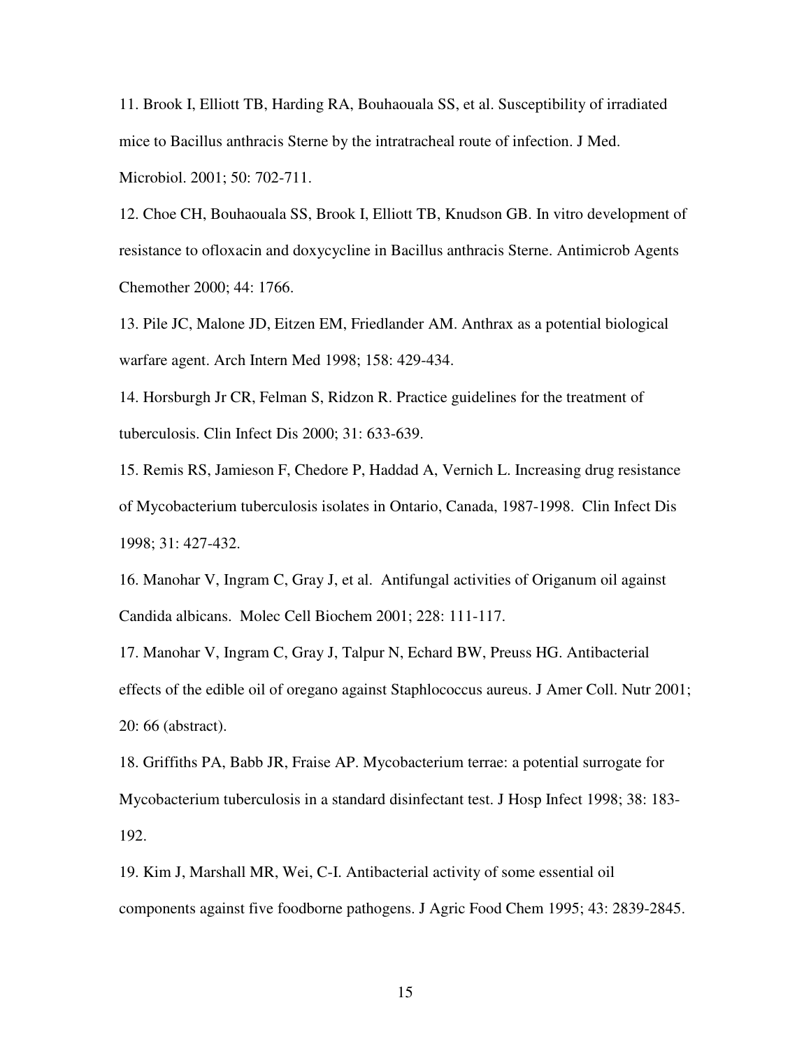11. Brook I, Elliott TB, Harding RA, Bouhaouala SS, et al. Susceptibility of irradiated mice to Bacillus anthracis Sterne by the intratracheal route of infection. J Med. Microbiol. 2001; 50: 702-711.

12. Choe CH, Bouhaouala SS, Brook I, Elliott TB, Knudson GB. In vitro development of resistance to ofloxacin and doxycycline in Bacillus anthracis Sterne. Antimicrob Agents Chemother 2000; 44: 1766.

13. Pile JC, Malone JD, Eitzen EM, Friedlander AM. Anthrax as a potential biological warfare agent. Arch Intern Med 1998; 158: 429-434.

14. Horsburgh Jr CR, Felman S, Ridzon R. Practice guidelines for the treatment of tuberculosis. Clin Infect Dis 2000; 31: 633-639.

15. Remis RS, Jamieson F, Chedore P, Haddad A, Vernich L. Increasing drug resistance of Mycobacterium tuberculosis isolates in Ontario, Canada, 1987-1998. Clin Infect Dis 1998; 31: 427-432.

16. Manohar V, Ingram C, Gray J, et al. Antifungal activities of Origanum oil against Candida albicans. Molec Cell Biochem 2001; 228: 111-117.

17. Manohar V, Ingram C, Gray J, Talpur N, Echard BW, Preuss HG. Antibacterial effects of the edible oil of oregano against Staphlococcus aureus. J Amer Coll. Nutr 2001; 20: 66 (abstract).

18. Griffiths PA, Babb JR, Fraise AP. Mycobacterium terrae: a potential surrogate for Mycobacterium tuberculosis in a standard disinfectant test. J Hosp Infect 1998; 38: 183-192.

19. Kim J, Marshall MR, Wei, C-I. Antibacterial activity of some essential oil components against five foodborne pathogens. J Agric Food Chem 1995; 43: 2839-2845.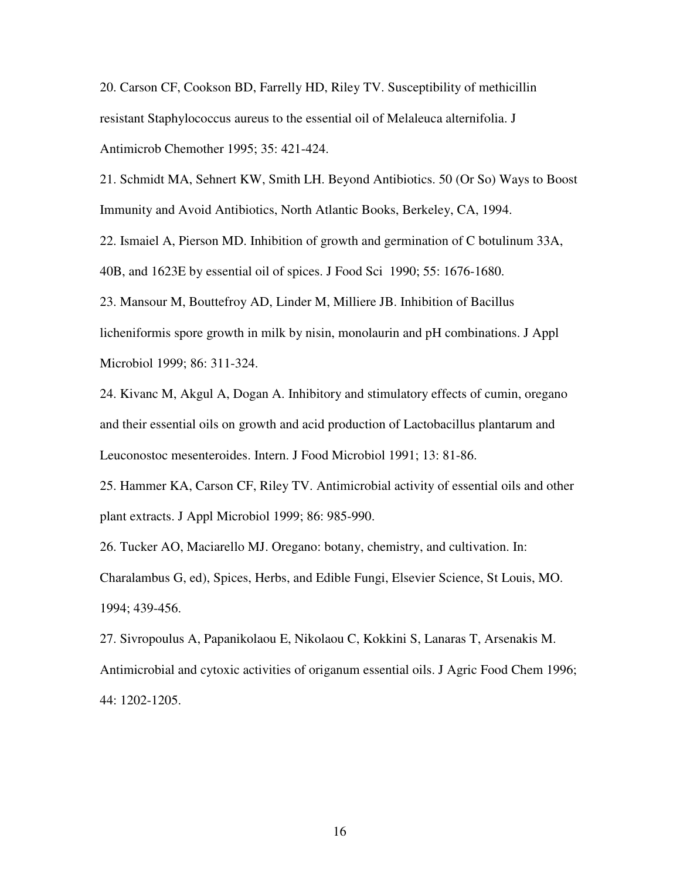20. Carson CF, Cookson BD, Farrelly HD, Riley TV. Susceptibility of methicillin resistant Staphylococcus aureus to the essential oil of Melaleuca alternifolia. J Antimicrob Chemother 1995; 35: 421-424.

21. Schmidt MA, Sehnert KW, Smith LH. Beyond Antibiotics. 50 (Or So) Ways to Boost Immunity and Avoid Antibiotics, North Atlantic Books, Berkeley, CA, 1994.

22. Ismaiel A, Pierson MD. Inhibition of growth and germination of C botulinum 33A, 40B, and 1623E by essential oil of spices. J Food Sci 1990; 55: 1676-1680.

23. Mansour M, Bouttefroy AD, Linder M, Milliere JB. Inhibition of Bacillus licheniformis spore growth in milk by nisin, monolaurin and pH combinations. J Appl Microbiol 1999; 86: 311-324.

24. Kivanc M, Akgul A, Dogan A. Inhibitory and stimulatory effects of cumin, oregano and their essential oils on growth and acid production of Lactobacillus plantarum and Leuconostoc mesenteroides. Intern. J Food Microbiol 1991; 13: 81-86.

25. Hammer KA, Carson CF, Riley TV. Antimicrobial activity of essential oils and other plant extracts. J Appl Microbiol 1999; 86: 985-990.

26. Tucker AO, Maciarello MJ. Oregano: botany, chemistry, and cultivation. In: Charalambus G, ed), Spices, Herbs, and Edible Fungi, Elsevier Science, St Louis, MO. 1994; 439-456.

27. Sivropoulus A, Papanikolaou E, Nikolaou C, Kokkini S, Lanaras T, Arsenakis M. Antimicrobial and cytoxic activities of origanum essential oils. J Agric Food Chem 1996; 44: 1202-1205.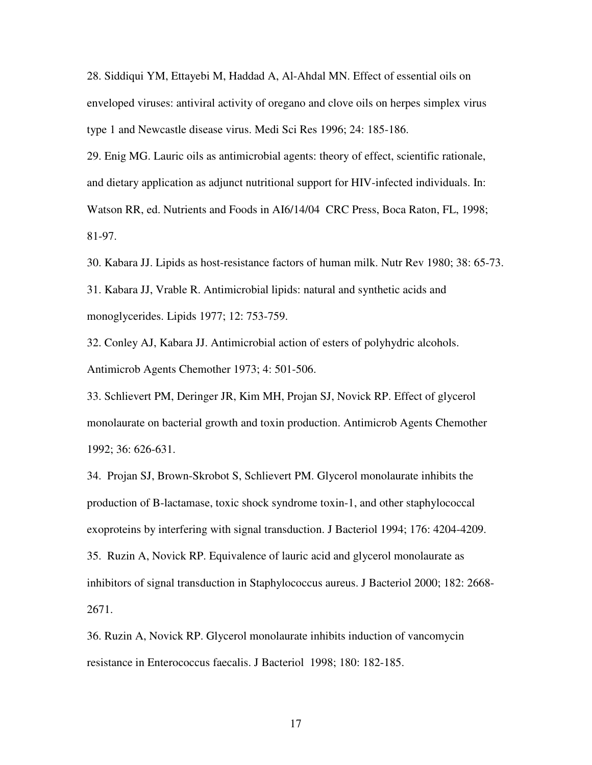28. Siddiqui YM, Ettayebi M, Haddad A, Al-Ahdal MN. Effect of essential oils on enveloped viruses: antiviral activity of oregano and clove oils on herpes simplex virus type 1 and Newcastle disease virus. Medi Sci Res 1996; 24: 185-186.

29. Enig MG. Lauric oils as antimicrobial agents: theory of effect, scientific rationale, and dietary application as adjunct nutritional support for HIV-infected individuals. In: Watson RR, ed. Nutrients and Foods in AI6/14/04 CRC Press, Boca Raton, FL, 1998; 81-97.

30. Kabara JJ. Lipids as host-resistance factors of human milk. Nutr Rev 1980; 38: 65-73.

31. Kabara JJ, Vrable R. Antimicrobial lipids: natural and synthetic acids and monoglycerides. Lipids 1977; 12: 753-759.

32. Conley AJ, Kabara JJ. Antimicrobial action of esters of polyhydric alcohols. Antimicrob Agents Chemother 1973; 4: 501-506.

33. Schlievert PM, Deringer JR, Kim MH, Projan SJ, Novick RP. Effect of glycerol monolaurate on bacterial growth and toxin production. Antimicrob Agents Chemother 1992; 36: 626-631.

34. Projan SJ, Brown-Skrobot S, Schlievert PM. Glycerol monolaurate inhibits the production of B-lactamase, toxic shock syndrome toxin-1, and other staphylococcal exoproteins by interfering with signal transduction. J Bacteriol 1994; 176: 4204-4209.

35. Ruzin A, Novick RP. Equivalence of lauric acid and glycerol monolaurate as inhibitors of signal transduction in Staphylococcus aureus. J Bacteriol 2000; 182: 2668-2671.

36. Ruzin A, Novick RP. Glycerol monolaurate inhibits induction of vancomycin resistance in Enterococcus faecalis. J Bacteriol 1998; 180: 182-185.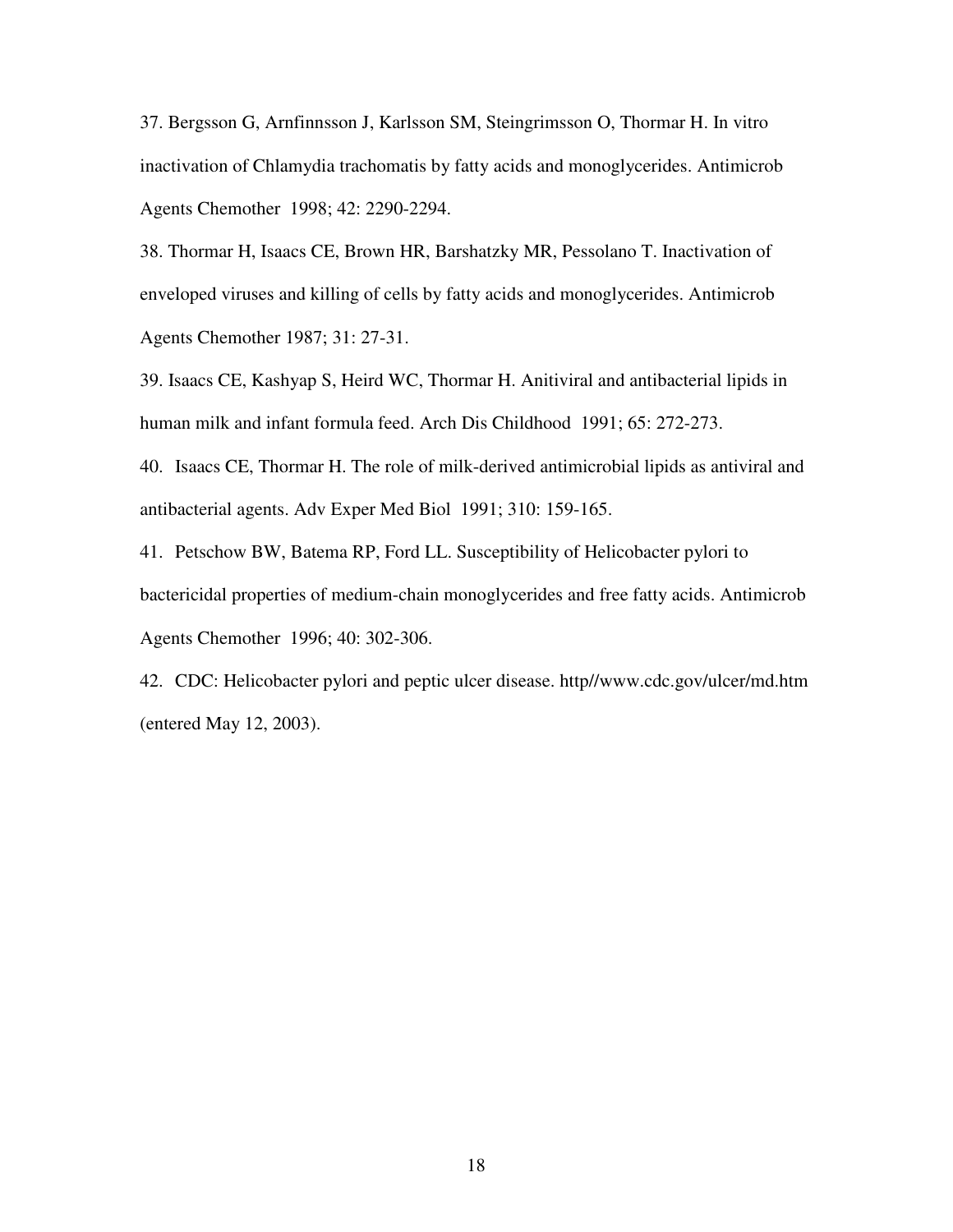37. Bergsson G, Arnfinnsson J, Karlsson SM, Steingrimsson O, Thormar H. In vitro inactivation of Chlamydia trachomatis by fatty acids and monoglycerides. Antimicrob Agents Chemother 1998; 42: 2290-2294.

38. Thormar H, Isaacs CE, Brown HR, Barshatzky MR, Pessolano T. Inactivation of enveloped viruses and killing of cells by fatty acids and monoglycerides. Antimicrob Agents Chemother 1987; 31: 27-31.

39. Isaacs CE, Kashyap S, Heird WC, Thormar H. Anitiviral and antibacterial lipids in human milk and infant formula feed. Arch Dis Childhood 1991; 65: 272-273.

40. Isaacs CE, Thormar H. The role of milk-derived antimicrobial lipids as antiviral and antibacterial agents. Adv Exper Med Biol 1991; 310: 159-165.

41. Petschow BW, Batema RP, Ford LL. Susceptibility of Helicobacter pylori to bactericidal properties of medium-chain monoglycerides and free fatty acids. Antimicrob Agents Chemother 1996; 40: 302-306.

42. CDC: Helicobacter pylori and peptic ulcer disease. http//www.cdc.gov/ulcer/md.htm (entered May 12, 2003).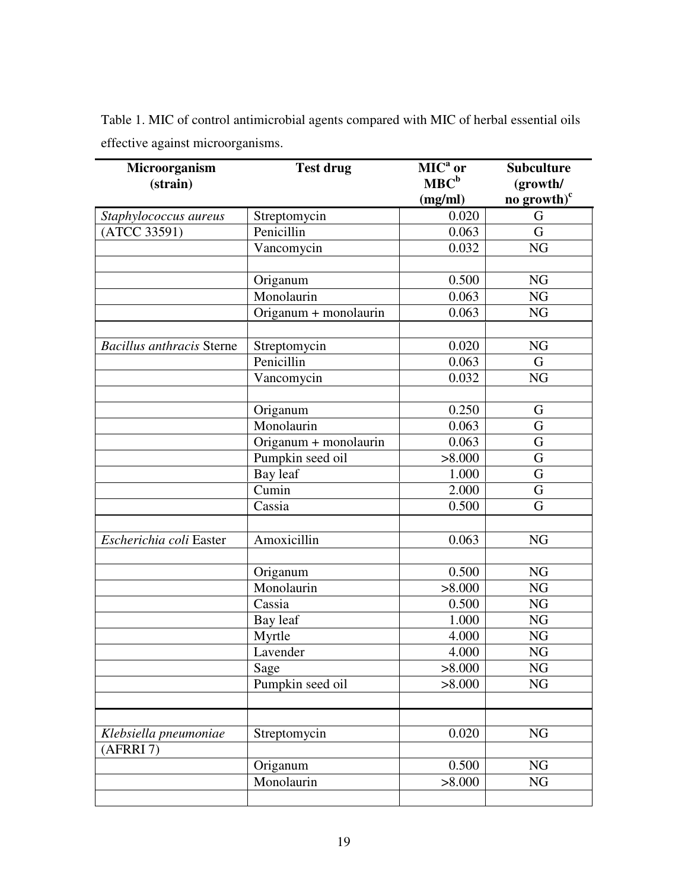Table 1. MIC of control antimicrobial agents compared with MIC of herbal essential oils effective against microorganisms.

| Microorganism (strain) | Test drug | MIC[a] or MBC[b] (mg/ml) | Subculture (growth/ no growth)[c] |
|---|---|---|---|
| *Staphylococcus aureus* | Streptomycin | 0.020 | G |
| (ATCC 33591) | Penicillin | 0.063 | G |
| | Vancomycin | 0.032 | NG |
| | | | |
| | Origanum | 0.500 | NG |
| | Monolaurin | 0.063 | NG |
| | Origanum + monolaurin | 0.063 | NG |
| | | | |
| *Bacillus anthracis* Sterne | Streptomycin | 0.020 | NG |
| | Penicillin | 0.063 | G |
| | Vancomycin | 0.032 | NG |
| | | | |
| | Origanum | 0.250 | G |
| | Monolaurin | 0.063 | G |
| | Origanum + monolaurin | 0.063 | G |
| | Pumpkin seed oil | >8.000 | G |
| | Bay leaf | 1.000 | G |
| | Cumin | 2.000 | G |
| | Cassia | 0.500 | G |
| | | | |
| *Escherichia coli* Easter | Amoxicillin | 0.063 | NG |
| | | | |
| | Origanum | 0.500 | NG |
| | Monolaurin | >8.000 | NG |
| | Cassia | 0.500 | NG |
| | Bay leaf | 1.000 | NG |
| | Myrtle | 4.000 | NG |
| | Lavender | 4.000 | NG |
| | Sage | >8.000 | NG |
| | Pumpkin seed oil | >8.000 | NG |
| | | | |
| | | | |
| *Klebsiella pneumoniae* | Streptomycin | 0.020 | NG |
| (AFRRI 7) | | | |
| | Origanum | 0.500 | NG |
| | Monolaurin | >8.000 | NG |
| | | | |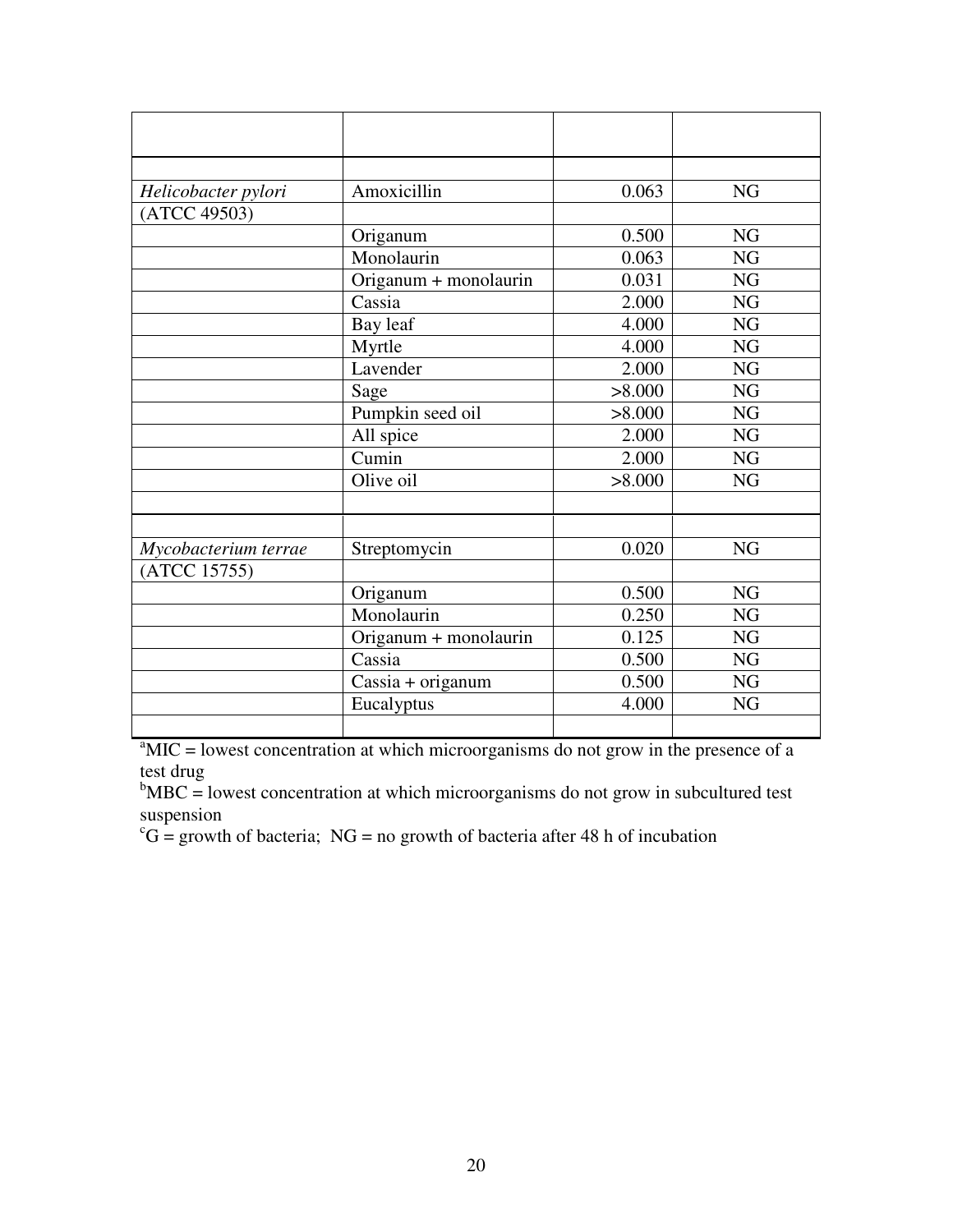| | | | |
|---|---|---|---|
| | | | |
| *Helicobacter pylori* | Amoxicillin | 0.063 | NG |
| (ATCC 49503) | | | |
| | Origanum | 0.500 | NG |
| | Monolaurin | 0.063 | NG |
| | Origanum + monolaurin | 0.031 | NG |
| | Cassia | 2.000 | NG |
| | Bay leaf | 4.000 | NG |
| | Myrtle | 4.000 | NG |
| | Lavender | 2.000 | NG |
| | Sage | >8.000 | NG |
| | Pumpkin seed oil | >8.000 | NG |
| | All spice | 2.000 | NG |
| | Cumin | 2.000 | NG |
| | Olive oil | >8.000 | NG |
| | | | |
| | | | |
| *Mycobacterium terrae* | Streptomycin | 0.020 | NG |
| (ATCC 15755) | | | |
| | Origanum | 0.500 | NG |
| | Monolaurin | 0.250 | NG |
| | Origanum + monolaurin | 0.125 | NG |
| | Cassia | 0.500 | NG |
| | Cassia + origanum | 0.500 | NG |
| | Eucalyptus | 4.000 | NG |
| | | | |

[a]MIC = lowest concentration at which microorganisms do not grow in the presence of a test drug

[b]MBC = lowest concentration at which microorganisms do not grow in subcultured test suspension

[c]G = growth of bacteria; NG = no growth of bacteria after 48 h of incubation